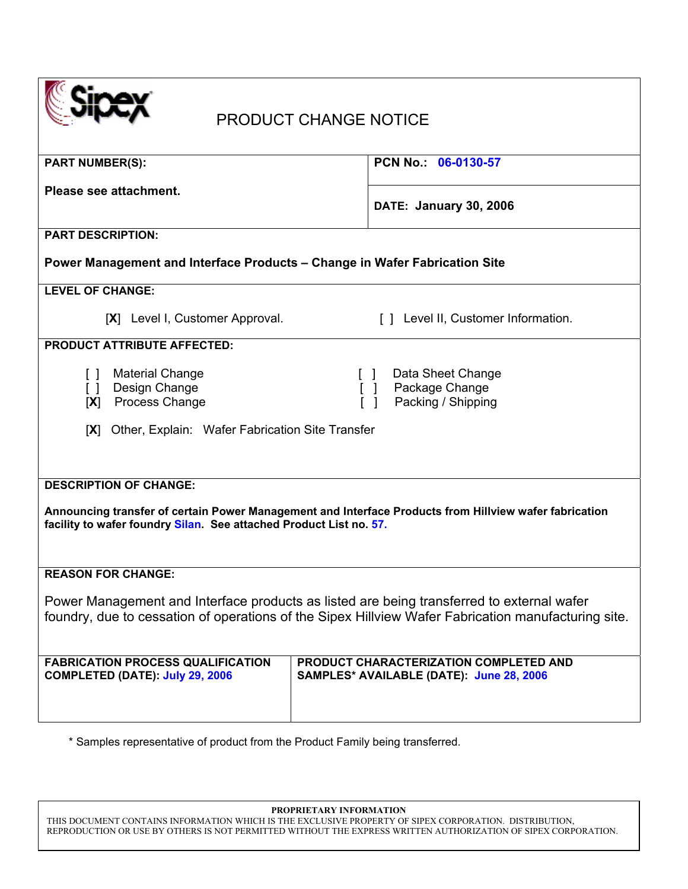Sipex

# PRODUCT CHANGE NOTICE

| PART NUMBER(S): | PCN No.: 06-0130-57 |
|---|---|
| **Please see attachment.** | **DATE: January 30, 2006** |

**PART DESCRIPTION:**

**Power Management and Interface Products – Change in Wafer Fabrication Site**

**LEVEL OF CHANGE:**

[X] Level I, Customer Approval.  [ ] Level II, Customer Information.

**PRODUCT ATTRIBUTE AFFECTED:**

[ ] Material Change
[ ] Design Change
[X] Process Change
[ ] Data Sheet Change
[ ] Package Change
[ ] Packing / Shipping

[X] Other, Explain: Wafer Fabrication Site Transfer

**DESCRIPTION OF CHANGE:**

**Announcing transfer of certain Power Management and Interface Products from Hillview wafer fabrication facility to wafer foundry Silan. See attached Product List no. 57.**

**REASON FOR CHANGE:**

Power Management and Interface products as listed are being transferred to external wafer foundry, due to cessation of operations of the Sipex Hillview Wafer Fabrication manufacturing site.

| FABRICATION PROCESS QUALIFICATION COMPLETED (DATE): July 29, 2006 | PRODUCT CHARACTERIZATION COMPLETED AND SAMPLES* AVAILABLE (DATE): June 28, 2006 |
|---|---|

\* Samples representative of product from the Product Family being transferred.

**PROPRIETARY INFORMATION**

THIS DOCUMENT CONTAINS INFORMATION WHICH IS THE EXCLUSIVE PROPERTY OF SIPEX CORPORATION. DISTRIBUTION, REPRODUCTION OR USE BY OTHERS IS NOT PERMITTED WITHOUT THE EXPRESS WRITTEN AUTHORIZATION OF SIPEX CORPORATION.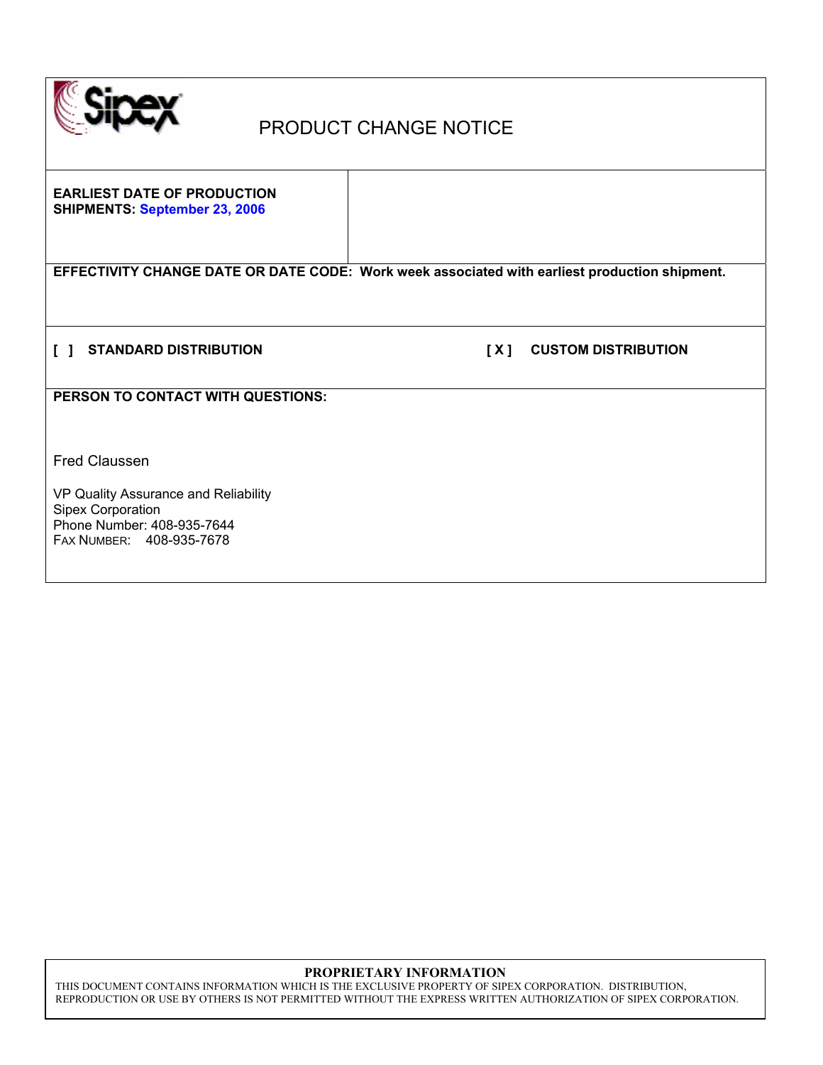# PRODUCT CHANGE NOTICE

**EARLIEST DATE OF PRODUCTION SHIPMENTS: September 23, 2006**

**EFFECTIVITY CHANGE DATE OR DATE CODE: Work week associated with earliest production shipment.**

**[ ] STANDARD DISTRIBUTION** **[ X ] CUSTOM DISTRIBUTION**

**PERSON TO CONTACT WITH QUESTIONS:**

Fred Claussen

VP Quality Assurance and Reliability
Sipex Corporation
Phone Number: 408-935-7644
FAX NUMBER: 408-935-7678

**PROPRIETARY INFORMATION**

THIS DOCUMENT CONTAINS INFORMATION WHICH IS THE EXCLUSIVE PROPERTY OF SIPEX CORPORATION. DISTRIBUTION, REPRODUCTION OR USE BY OTHERS IS NOT PERMITTED WITHOUT THE EXPRESS WRITTEN AUTHORIZATION OF SIPEX CORPORATION.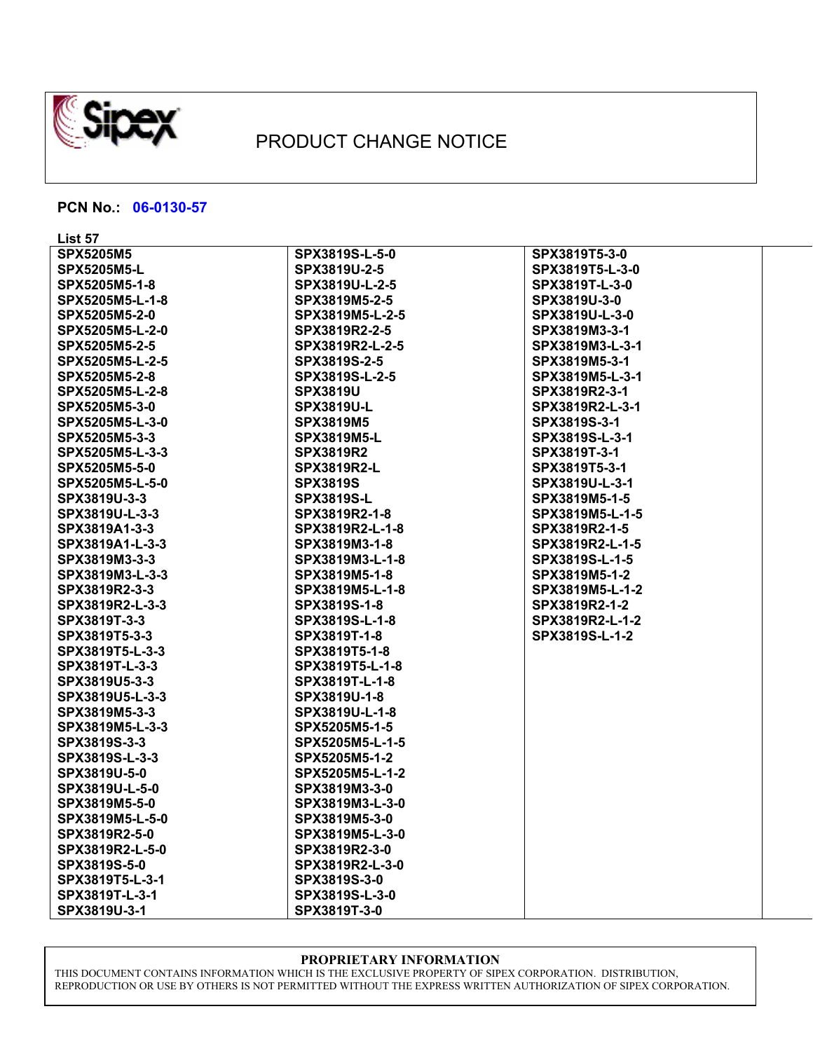# PRODUCT CHANGE NOTICE

**PCN No.: 06-0130-57**

**List 57**

| | | |
|---|---|---|
| **SPX5205M5** | **SPX3819S-L-5-0** | **SPX3819T5-3-0** |
| **SPX5205M5-L** | **SPX3819U-2-5** | **SPX3819T5-L-3-0** |
| **SPX5205M5-1-8** | **SPX3819U-L-2-5** | **SPX3819T-L-3-0** |
| **SPX5205M5-L-1-8** | **SPX3819M5-2-5** | **SPX3819U-3-0** |
| **SPX5205M5-2-0** | **SPX3819M5-L-2-5** | **SPX3819U-L-3-0** |
| **SPX5205M5-L-2-0** | **SPX3819R2-2-5** | **SPX3819M3-3-1** |
| **SPX5205M5-2-5** | **SPX3819R2-L-2-5** | **SPX3819M3-L-3-1** |
| **SPX5205M5-L-2-5** | **SPX3819S-2-5** | **SPX3819M5-3-1** |
| **SPX5205M5-2-8** | **SPX3819S-L-2-5** | **SPX3819M5-L-3-1** |
| **SPX5205M5-L-2-8** | **SPX3819U** | **SPX3819R2-3-1** |
| **SPX5205M5-3-0** | **SPX3819U-L** | **SPX3819R2-L-3-1** |
| **SPX5205M5-L-3-0** | **SPX3819M5** | **SPX3819S-3-1** |
| **SPX5205M5-3-3** | **SPX3819M5-L** | **SPX3819S-L-3-1** |
| **SPX5205M5-L-3-3** | **SPX3819R2** | **SPX3819T-3-1** |
| **SPX5205M5-5-0** | **SPX3819R2-L** | **SPX3819T5-3-1** |
| **SPX5205M5-L-5-0** | **SPX3819S** | **SPX3819U-L-3-1** |
| **SPX3819U-3-3** | **SPX3819S-L** | **SPX3819M5-1-5** |
| **SPX3819U-L-3-3** | **SPX3819R2-1-8** | **SPX3819M5-L-1-5** |
| **SPX3819A1-3-3** | **SPX3819R2-L-1-8** | **SPX3819R2-1-5** |
| **SPX3819A1-L-3-3** | **SPX3819M3-1-8** | **SPX3819R2-L-1-5** |
| **SPX3819M3-3-3** | **SPX3819M3-L-1-8** | **SPX3819S-L-1-5** |
| **SPX3819M3-L-3-3** | **SPX3819M5-1-8** | **SPX3819M5-1-2** |
| **SPX3819R2-3-3** | **SPX3819M5-L-1-8** | **SPX3819M5-L-1-2** |
| **SPX3819R2-L-3-3** | **SPX3819S-1-8** | **SPX3819R2-1-2** |
| **SPX3819T-3-3** | **SPX3819S-L-1-8** | **SPX3819R2-L-1-2** |
| **SPX3819T5-3-3** | **SPX3819T-1-8** | **SPX3819S-L-1-2** |
| **SPX3819T5-L-3-3** | **SPX3819T5-1-8** | |
| **SPX3819T-L-3-3** | **SPX3819T5-L-1-8** | |
| **SPX3819U5-3-3** | **SPX3819T-L-1-8** | |
| **SPX3819U5-L-3-3** | **SPX3819U-1-8** | |
| **SPX3819M5-3-3** | **SPX3819U-L-1-8** | |
| **SPX3819M5-L-3-3** | **SPX5205M5-1-5** | |
| **SPX3819S-3-3** | **SPX5205M5-L-1-5** | |
| **SPX3819S-L-3-3** | **SPX5205M5-1-2** | |
| **SPX3819U-5-0** | **SPX5205M5-L-1-2** | |
| **SPX3819U-L-5-0** | **SPX3819M3-3-0** | |
| **SPX3819M5-5-0** | **SPX3819M3-L-3-0** | |
| **SPX3819M5-L-5-0** | **SPX3819M5-3-0** | |
| **SPX3819R2-5-0** | **SPX3819M5-L-3-0** | |
| **SPX3819R2-L-5-0** | **SPX3819R2-3-0** | |
| **SPX3819S-5-0** | **SPX3819R2-L-3-0** | |
| **SPX3819T5-L-3-1** | **SPX3819S-3-0** | |
| **SPX3819T-L-3-1** | **SPX3819S-L-3-0** | |
| **SPX3819U-3-1** | **SPX3819T-3-0** | |

**PROPRIETARY INFORMATION**

THIS DOCUMENT CONTAINS INFORMATION WHICH IS THE EXCLUSIVE PROPERTY OF SIPEX CORPORATION. DISTRIBUTION, REPRODUCTION OR USE BY OTHERS IS NOT PERMITTED WITHOUT THE EXPRESS WRITTEN AUTHORIZATION OF SIPEX CORPORATION.